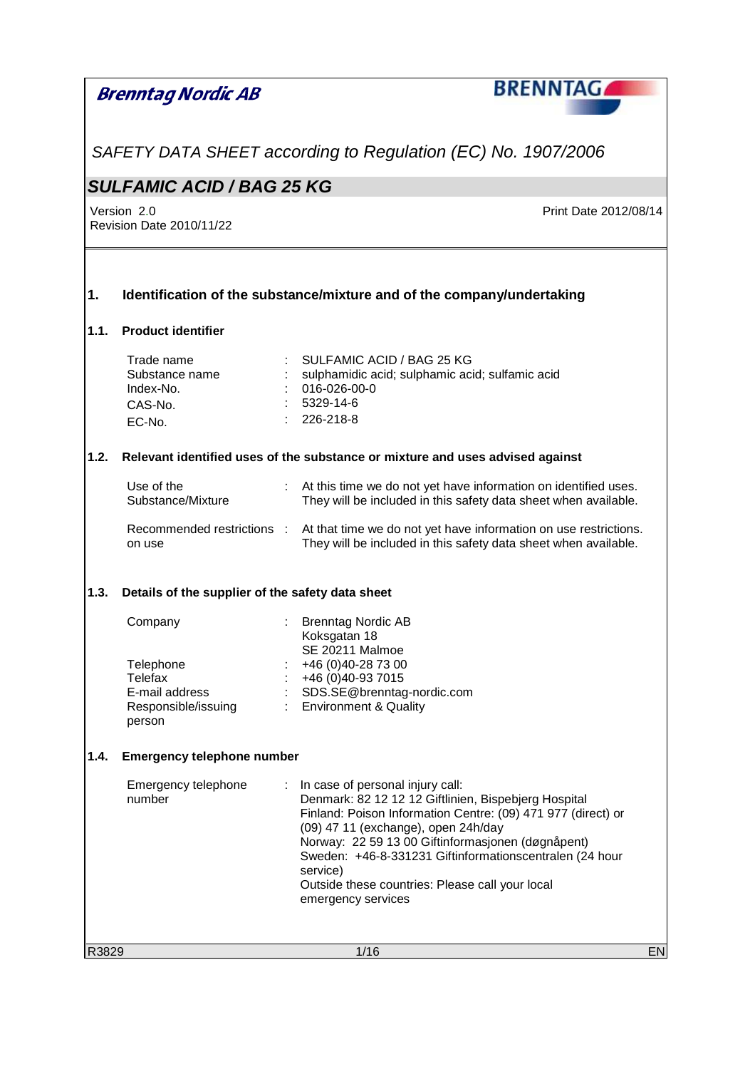**Brenntag Nordic AB**

*SAFETY DATA SHEET according to Regulation (EC) No. 1907/2006*

## *SULFAMIC ACID / BAG 25 KG*

Version 2.0
Revision Date 2010/11/22

Print Date 2012/08/14

## 1. Identification of the substance/mixture and of the company/undertaking

### 1.1. Product identifier

| | | |
|---|---|---|
| Trade name | : | SULFAMIC ACID / BAG 25 KG |
| Substance name | : | sulphamidic acid; sulphamic acid; sulfamic acid |
| Index-No. | : | 016-026-00-0 |
| CAS-No. | : | 5329-14-6 |
| EC-No. | : | 226-218-8 |

### 1.2. Relevant identified uses of the substance or mixture and uses advised against

| | | |
|---|---|---|
| Use of the Substance/Mixture | : | At this time we do not yet have information on identified uses. They will be included in this safety data sheet when available. |
| Recommended restrictions on use | : | At that time we do not yet have information on use restrictions. They will be included in this safety data sheet when available. |

### 1.3. Details of the supplier of the safety data sheet

| | | |
|---|---|---|
| Company | : | Brenntag Nordic AB<br>Koksgatan 18<br>SE 20211 Malmoe |
| Telephone | : | +46 (0)40-28 73 00 |
| Telefax | : | +46 (0)40-93 7015 |
| E-mail address | : | SDS.SE@brenntag-nordic.com |
| Responsible/issuing person | : | Environment & Quality |

### 1.4. Emergency telephone number

| | | |
|---|---|---|
| Emergency telephone number | : | In case of personal injury call:<br>Denmark: 82 12 12 12 Giftlinien, Bispebjerg Hospital<br>Finland: Poison Information Centre: (09) 471 977 (direct) or (09) 47 11 (exchange), open 24h/day<br>Norway: 22 59 13 00 Giftinformasjonen (døgnåpent)<br>Sweden: +46-8-331231 Giftinformationscentralen (24 hour service)<br>Outside these countries: Please call your local emergency services |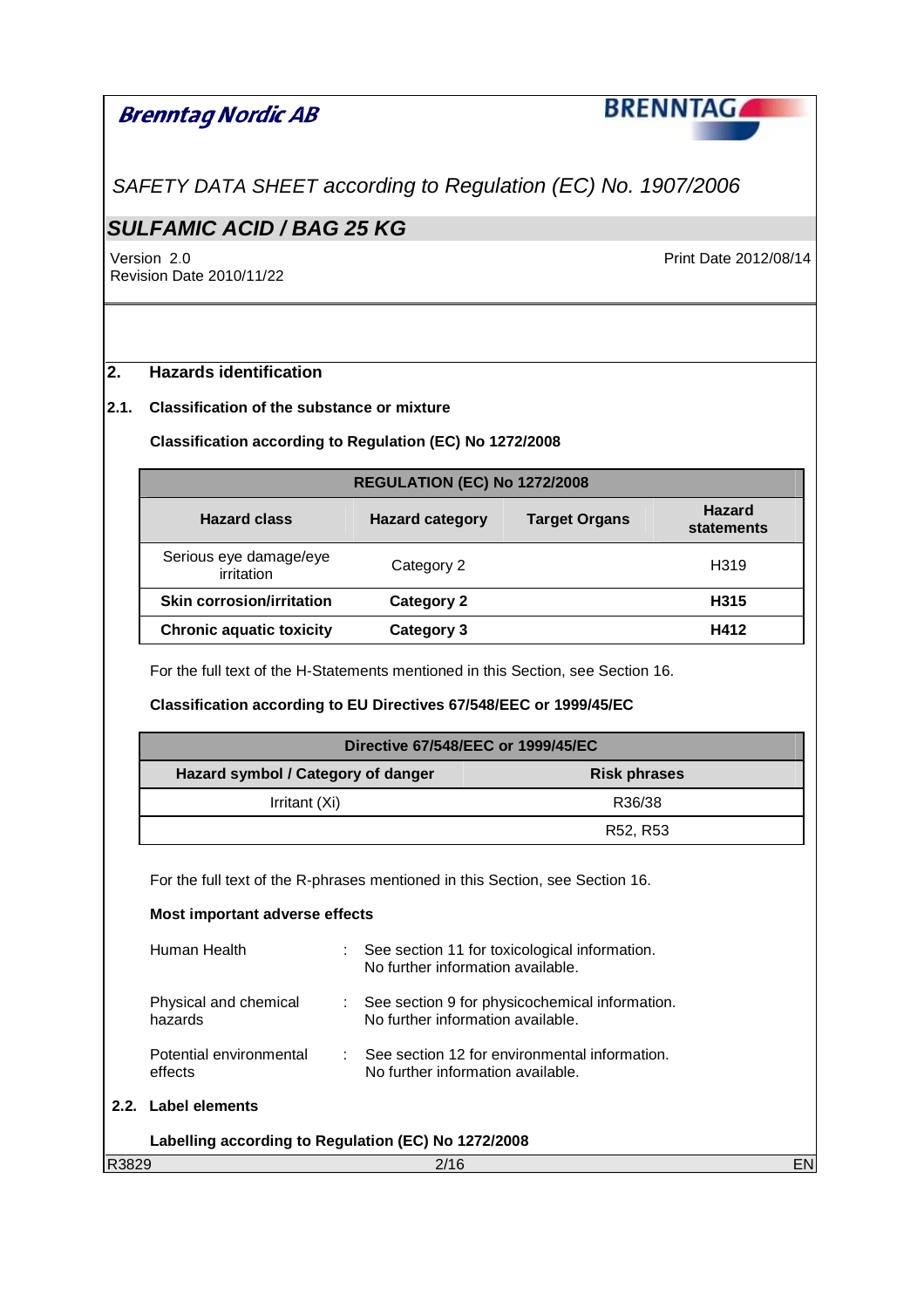# SAFETY DATA SHEET according to Regulation (EC) No. 1907/2006

## SULFAMIC ACID / BAG 25 KG

Version 2.0
Revision Date 2010/11/22

Print Date 2012/08/14

## 2. Hazards identification

### 2.1. Classification of the substance or mixture

**Classification according to Regulation (EC) No 1272/2008**

| REGULATION (EC) No 1272/2008 | | | |
|---|---|---|---|
| **Hazard class** | **Hazard category** | **Target Organs** | **Hazard statements** |
| Serious eye damage/eye irritation | Category 2 | | H319 |
| **Skin corrosion/irritation** | **Category 2** | | **H315** |
| **Chronic aquatic toxicity** | **Category 3** | | **H412** |

For the full text of the H-Statements mentioned in this Section, see Section 16.

**Classification according to EU Directives 67/548/EEC or 1999/45/EC**

| Directive 67/548/EEC or 1999/45/EC | |
|---|---|
| **Hazard symbol / Category of danger** | **Risk phrases** |
| Irritant (Xi) | R36/38 |
| | R52, R53 |

For the full text of the R-phrases mentioned in this Section, see Section 16.

**Most important adverse effects**

Human Health : See section 11 for toxicological information. No further information available.

Physical and chemical hazards : See section 9 for physicochemical information. No further information available.

Potential environmental effects : See section 12 for environmental information. No further information available.

### 2.2. Label elements

**Labelling according to Regulation (EC) No 1272/2008**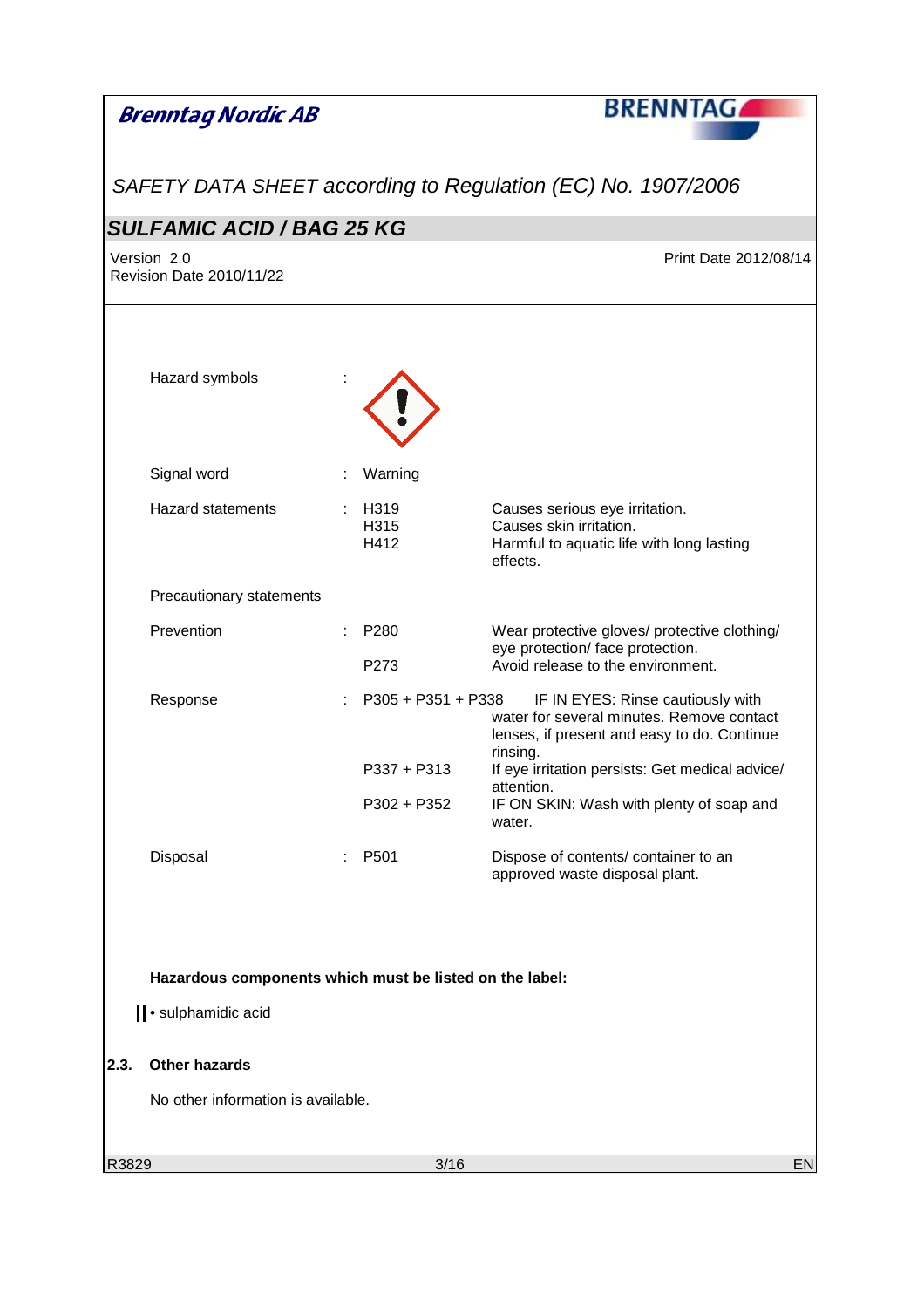| | | | |
|---|---|---|---|
| Hazard symbols | : | | |
| Signal word | : | Warning | |
| Hazard statements | : | H319<br>H315<br>H412 | Causes serious eye irritation.<br>Causes skin irritation.<br>Harmful to aquatic life with long lasting effects. |

Precautionary statements

| | | | |
|---|---|---|---|
| Prevention | : | P280 | Wear protective gloves/ protective clothing/ eye protection/ face protection. |
| | | P273 | Avoid release to the environment. |
| Response | : | P305 + P351 + P338 | IF IN EYES: Rinse cautiously with water for several minutes. Remove contact lenses, if present and easy to do. Continue rinsing. |
| | | P337 + P313 | If eye irritation persists: Get medical advice/ attention. |
| | | P302 + P352 | IF ON SKIN: Wash with plenty of soap and water. |
| Disposal | : | P501 | Dispose of contents/ container to an approved waste disposal plant. |

**Hazardous components which must be listed on the label:**

- sulphamidic acid

## 2.3. Other hazards

No other information is available.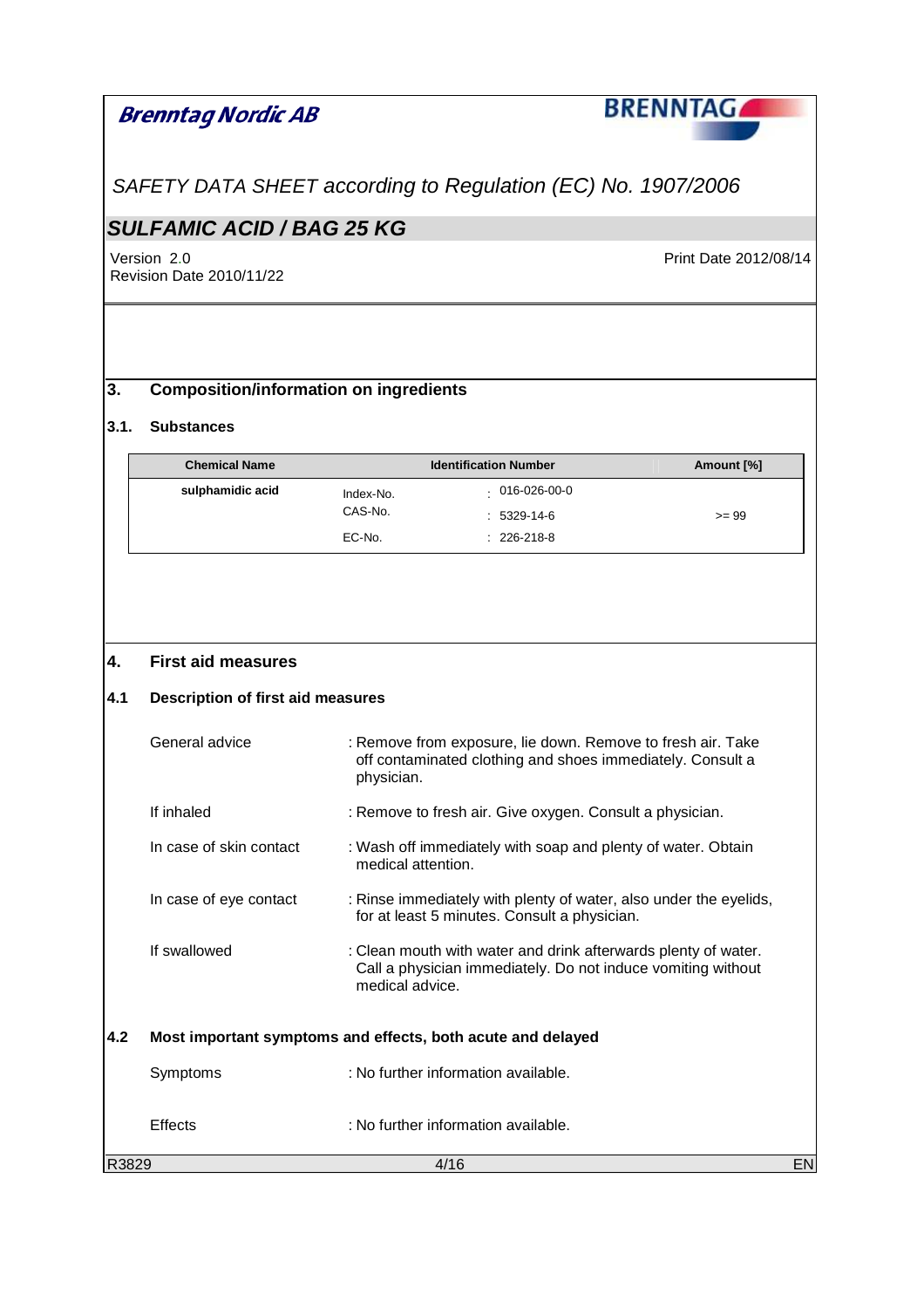## 3. Composition/information on ingredients

### 3.1. Substances

| Chemical Name | Identification Number | | Amount [%] |
|---|---|---|---|
| sulphamidic acid | Index-No. | : 016-026-00-0 | |
| | CAS-No. | : 5329-14-6 | >= 99 |
| | EC-No. | : 226-218-8 | |

## 4. First aid measures

### 4.1 Description of first aid measures

General advice : Remove from exposure, lie down. Remove to fresh air. Take off contaminated clothing and shoes immediately. Consult a physician.

If inhaled : Remove to fresh air. Give oxygen. Consult a physician.

In case of skin contact : Wash off immediately with soap and plenty of water. Obtain medical attention.

In case of eye contact : Rinse immediately with plenty of water, also under the eyelids, for at least 5 minutes. Consult a physician.

If swallowed : Clean mouth with water and drink afterwards plenty of water. Call a physician immediately. Do not induce vomiting without medical advice.

### 4.2 Most important symptoms and effects, both acute and delayed

Symptoms : No further information available.

Effects : No further information available.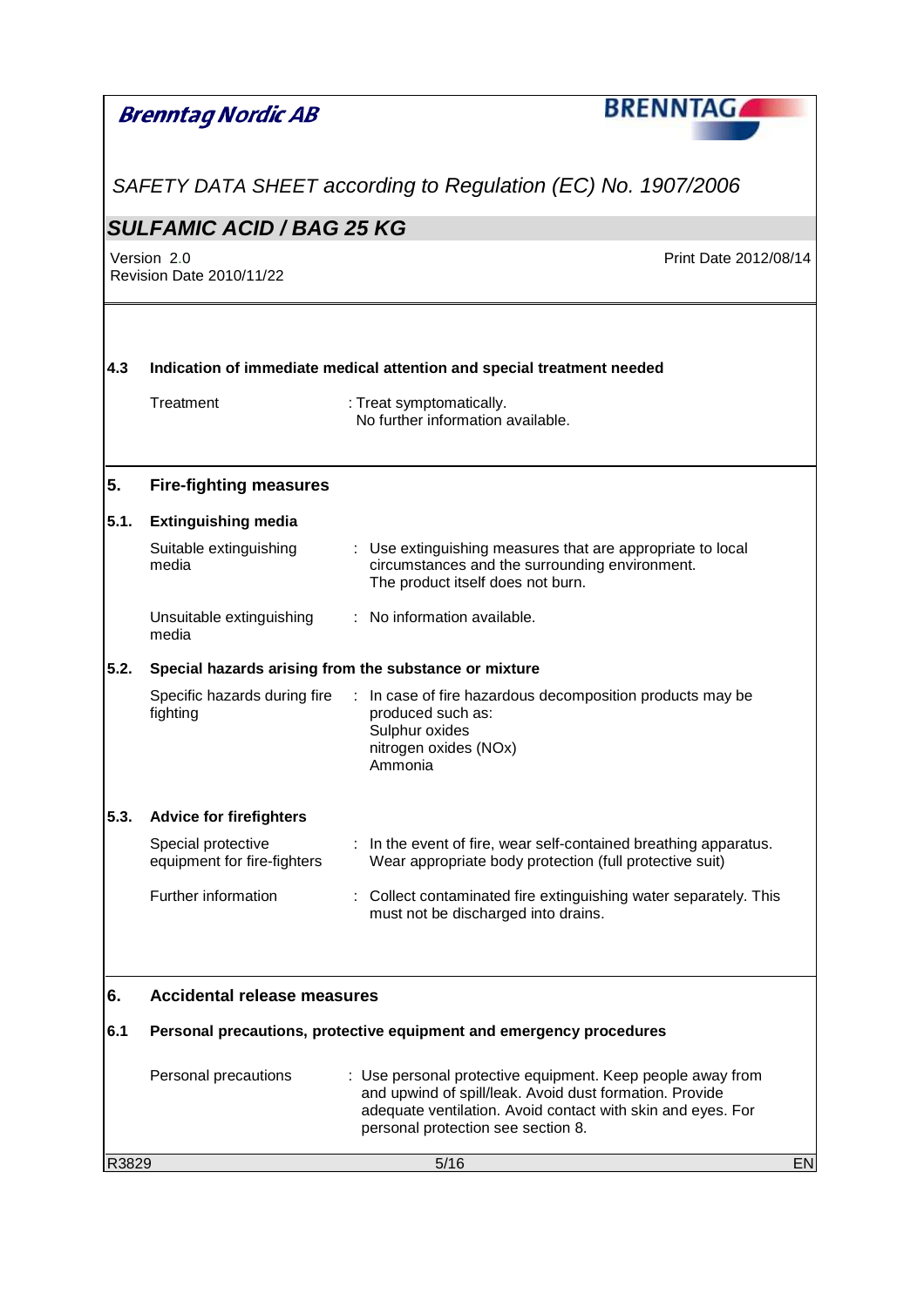### 4.3 Indication of immediate medical attention and special treatment needed

| | |
|---|---|
| Treatment | : Treat symptomatically.<br>No further information available. |

## 5. Fire-fighting measures

### 5.1. Extinguishing media

| | |
|---|---|
| Suitable extinguishing media | : Use extinguishing measures that are appropriate to local circumstances and the surrounding environment.<br>The product itself does not burn. |
| Unsuitable extinguishing media | : No information available. |

### 5.2. Special hazards arising from the substance or mixture

| | |
|---|---|
| Specific hazards during fire fighting | : In case of fire hazardous decomposition products may be produced such as:<br>Sulphur oxides<br>nitrogen oxides (NOx)<br>Ammonia |

### 5.3. Advice for firefighters

| | |
|---|---|
| Special protective equipment for fire-fighters | : In the event of fire, wear self-contained breathing apparatus.<br>Wear appropriate body protection (full protective suit) |
| Further information | : Collect contaminated fire extinguishing water separately. This must not be discharged into drains. |

## 6. Accidental release measures

### 6.1 Personal precautions, protective equipment and emergency procedures

| | |
|---|---|
| Personal precautions | : Use personal protective equipment. Keep people away from and upwind of spill/leak. Avoid dust formation. Provide adequate ventilation. Avoid contact with skin and eyes. For personal protection see section 8. |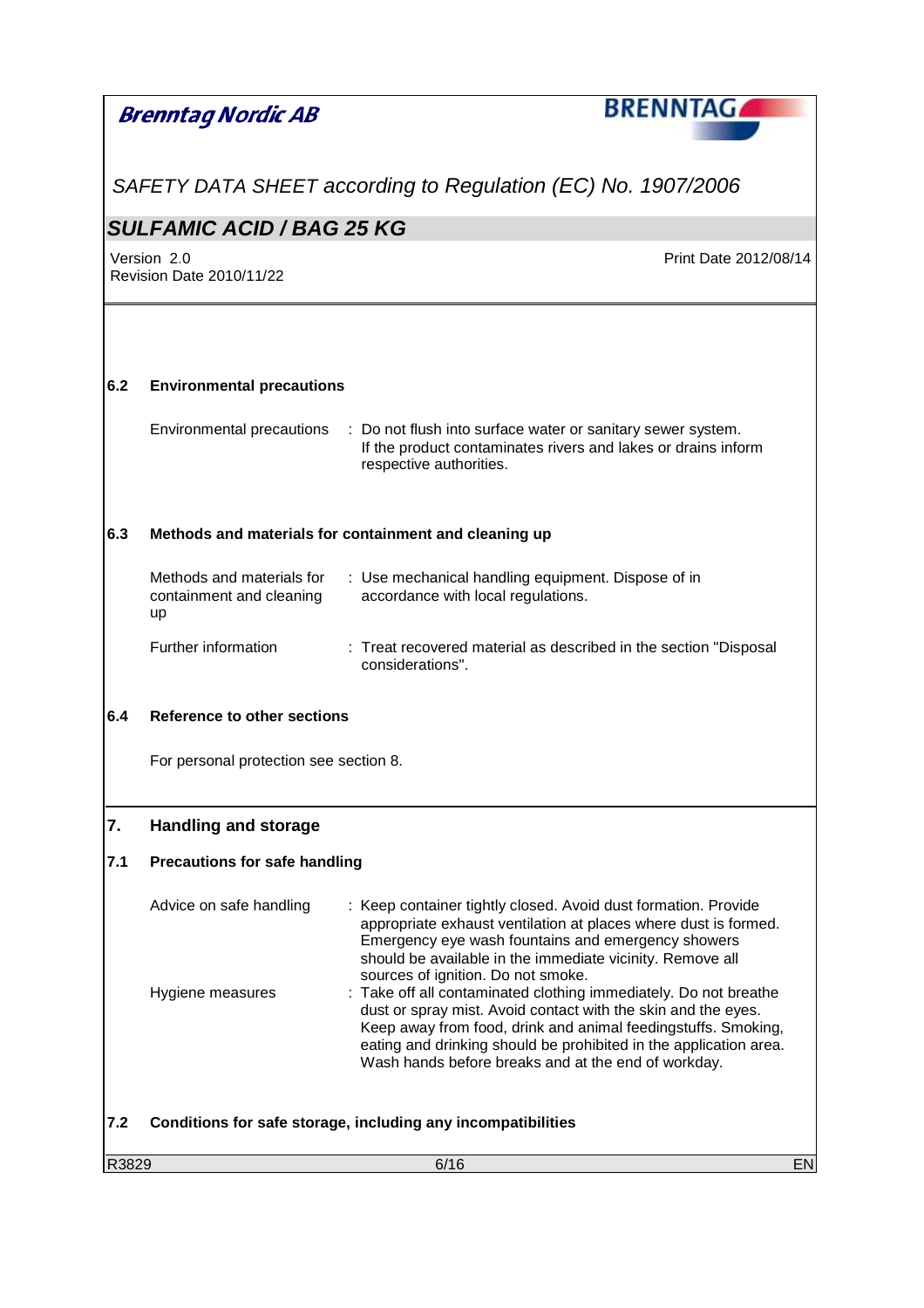### 6.2 Environmental precautions

| | |
|---|---|
| Environmental precautions | : Do not flush into surface water or sanitary sewer system. If the product contaminates rivers and lakes or drains inform respective authorities. |

### 6.3 Methods and materials for containment and cleaning up

| | |
|---|---|
| Methods and materials for containment and cleaning up | : Use mechanical handling equipment. Dispose of in accordance with local regulations. |
| Further information | : Treat recovered material as described in the section "Disposal considerations". |

### 6.4 Reference to other sections

For personal protection see section 8.

## 7. Handling and storage

### 7.1 Precautions for safe handling

| | |
|---|---|
| Advice on safe handling | : Keep container tightly closed. Avoid dust formation. Provide appropriate exhaust ventilation at places where dust is formed. Emergency eye wash fountains and emergency showers should be available in the immediate vicinity. Remove all sources of ignition. Do not smoke. |
| Hygiene measures | : Take off all contaminated clothing immediately. Do not breathe dust or spray mist. Avoid contact with the skin and the eyes. Keep away from food, drink and animal feedingstuffs. Smoking, eating and drinking should be prohibited in the application area. Wash hands before breaks and at the end of workday. |

### 7.2 Conditions for safe storage, including any incompatibilities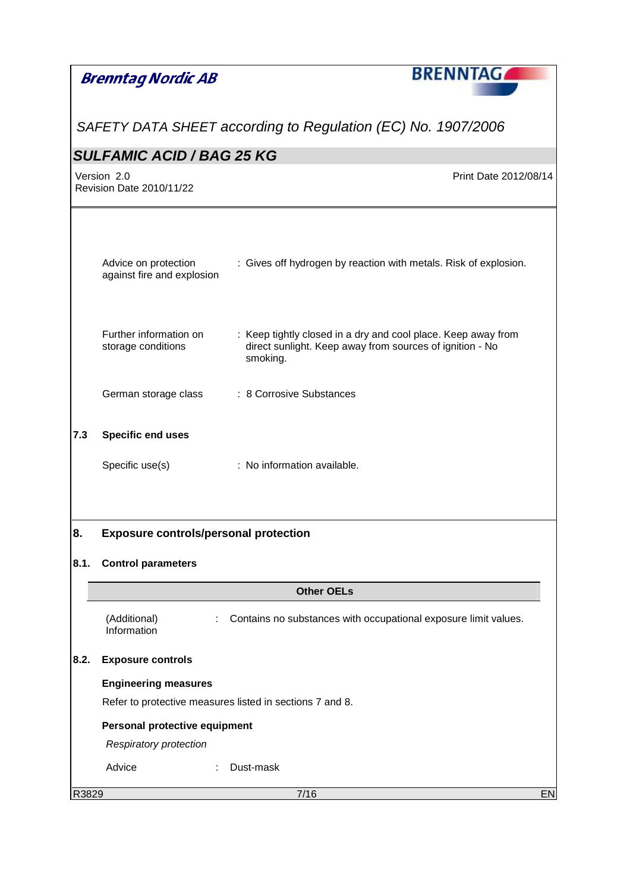Advice on protection against fire and explosion : Gives off hydrogen by reaction with metals. Risk of explosion.

Further information on storage conditions : Keep tightly closed in a dry and cool place. Keep away from direct sunlight. Keep away from sources of ignition - No smoking.

German storage class : 8 Corrosive Substances

### 7.3 Specific end uses

Specific use(s) : No information available.

## 8. Exposure controls/personal protection

### 8.1. Control parameters

| Other OELs | |
|---|---|
| (Additional) Information | : Contains no substances with occupational exposure limit values. |

### 8.2. Exposure controls

**Engineering measures**

Refer to protective measures listed in sections 7 and 8.

**Personal protective equipment**

*Respiratory protection*

Advice : Dust-mask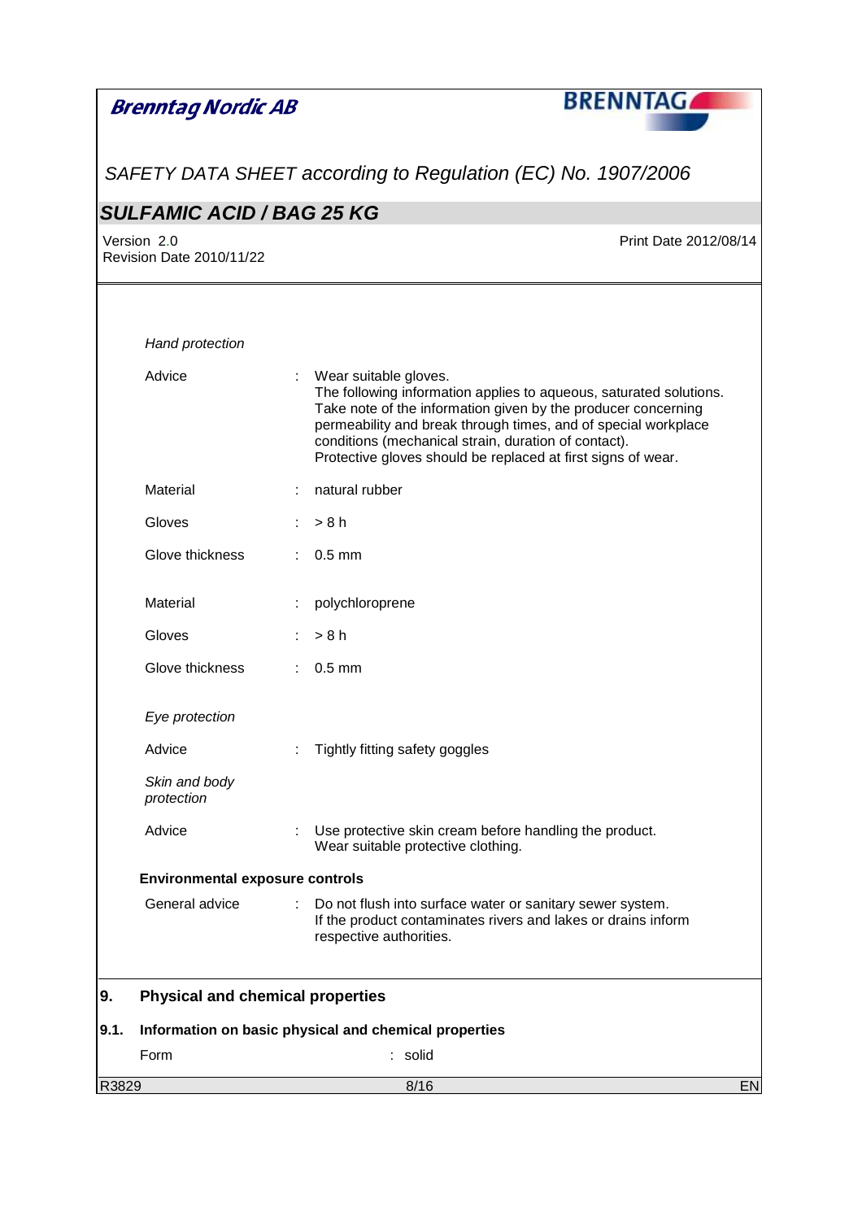*Hand protection*

| | | |
|---|---|---|
| Advice | : | Wear suitable gloves.<br>The following information applies to aqueous, saturated solutions.<br>Take note of the information given by the producer concerning permeability and break through times, and of special workplace conditions (mechanical strain, duration of contact).<br>Protective gloves should be replaced at first signs of wear. |
| Material | : | natural rubber |
| Gloves | : | > 8 h |
| Glove thickness | : | 0.5 mm |
| Material | : | polychloroprene |
| Gloves | : | > 8 h |
| Glove thickness | : | 0.5 mm |

*Eye protection*

| | | |
|---|---|---|
| Advice | : | Tightly fitting safety goggles |

*Skin and body protection*

| | | |
|---|---|---|
| Advice | : | Use protective skin cream before handling the product.<br>Wear suitable protective clothing. |

**Environmental exposure controls**

| | | |
|---|---|---|
| General advice | : | Do not flush into surface water or sanitary sewer system.<br>If the product contaminates rivers and lakes or drains inform respective authorities. |

## 9. Physical and chemical properties

### 9.1. Information on basic physical and chemical properties

| | | |
|---|---|---|
| Form | : | solid |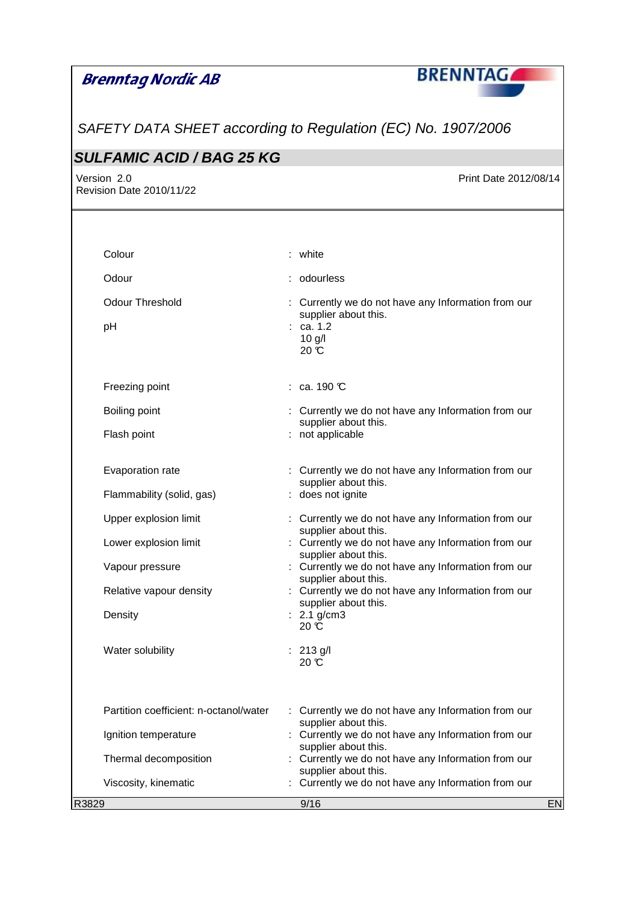| | |
|---|---|
| Colour | : white |
| Odour | : odourless |
| Odour Threshold | : Currently we do not have any Information from our supplier about this. |
| pH | : ca. 1.2<br>10 g/l<br>20 ℃ |
| Freezing point | : ca. 190 ℃ |
| Boiling point | : Currently we do not have any Information from our supplier about this. |
| Flash point | : not applicable |
| Evaporation rate | : Currently we do not have any Information from our supplier about this. |
| Flammability (solid, gas) | : does not ignite |
| Upper explosion limit | : Currently we do not have any Information from our supplier about this. |
| Lower explosion limit | : Currently we do not have any Information from our supplier about this. |
| Vapour pressure | : Currently we do not have any Information from our supplier about this. |
| Relative vapour density | : Currently we do not have any Information from our supplier about this. |
| Density | : 2.1 g/cm3<br>20 ℃ |
| Water solubility | : 213 g/l<br>20 ℃ |
| Partition coefficient: n-octanol/water | : Currently we do not have any Information from our supplier about this. |
| Ignition temperature | : Currently we do not have any Information from our supplier about this. |
| Thermal decomposition | : Currently we do not have any Information from our supplier about this. |
| Viscosity, kinematic | : Currently we do not have any Information from our |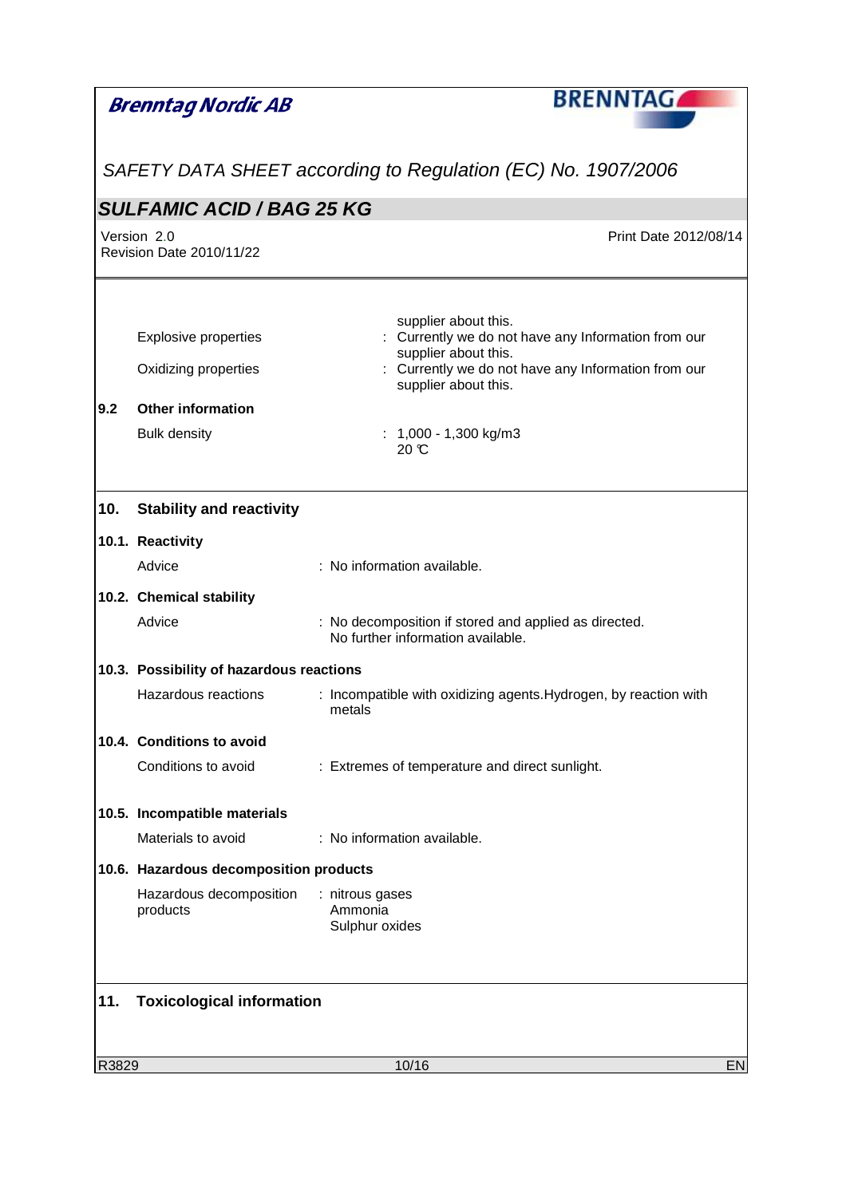| | | |
|---|---|---|
| | | supplier about this. |
| | Explosive properties | : Currently we do not have any Information from our supplier about this. |
| | Oxidizing properties | : Currently we do not have any Information from our supplier about this. |

**9.2 Other information**

| | |
|---|---|
| Bulk density | : 1,000 - 1,300 kg/m3<br>20 °C |

## 10. Stability and reactivity

### 10.1. Reactivity

| | |
|---|---|
| Advice | : No information available. |

### 10.2. Chemical stability

| | |
|---|---|
| Advice | : No decomposition if stored and applied as directed.<br>No further information available. |

### 10.3. Possibility of hazardous reactions

| | |
|---|---|
| Hazardous reactions | : Incompatible with oxidizing agents.Hydrogen, by reaction with metals |

### 10.4. Conditions to avoid

| | |
|---|---|
| Conditions to avoid | : Extremes of temperature and direct sunlight. |

### 10.5. Incompatible materials

| | |
|---|---|
| Materials to avoid | : No information available. |

### 10.6. Hazardous decomposition products

| | |
|---|---|
| Hazardous decomposition products | : nitrous gases<br>Ammonia<br>Sulphur oxides |

## 11. Toxicological information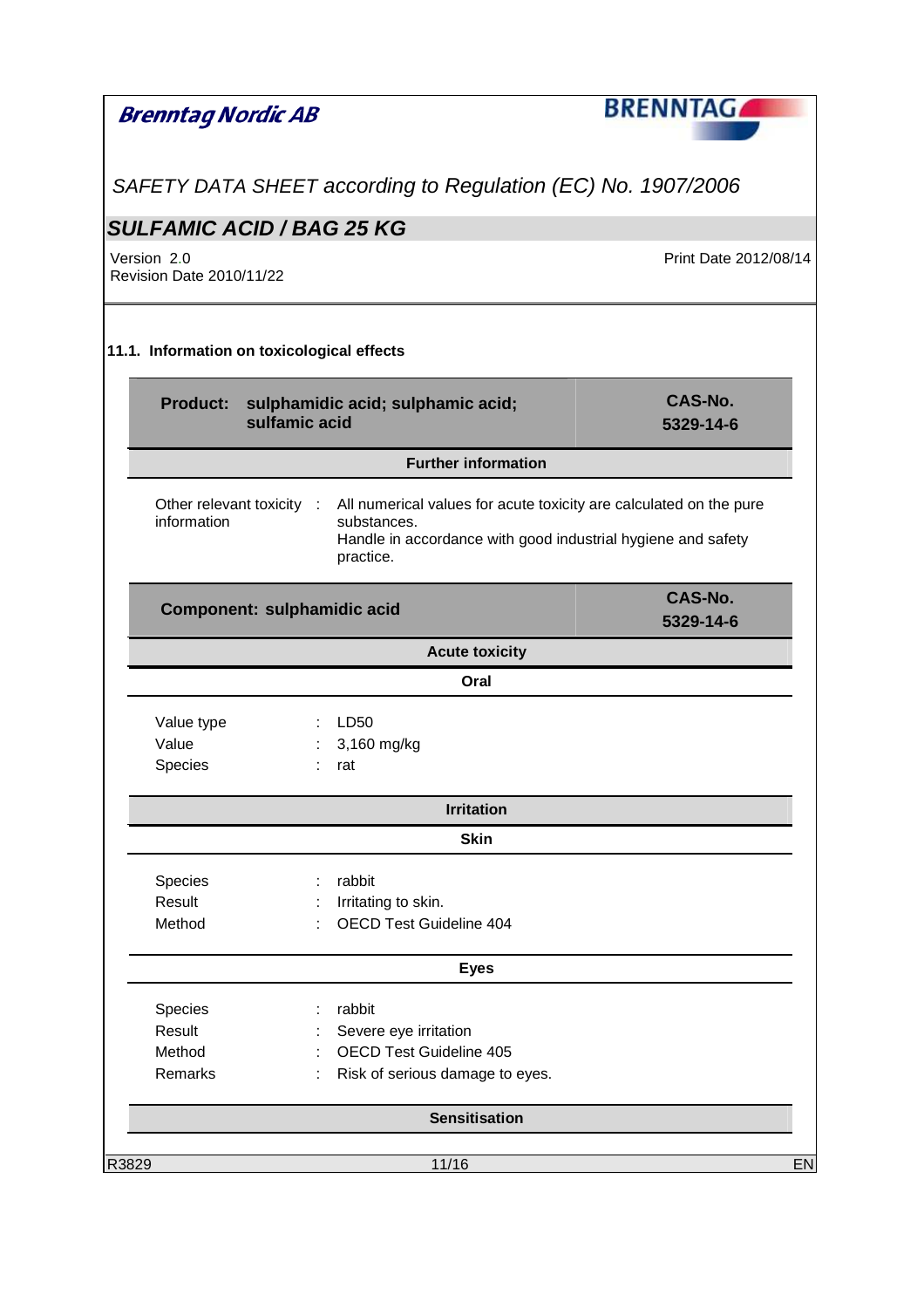### 11.1. Information on toxicological effects

| Product: sulphamidic acid; sulphamic acid; sulfamic acid | CAS-No. 5329-14-6 |
|---|---|

**Further information**

Other relevant toxicity information : All numerical values for acute toxicity are calculated on the pure substances.
Handle in accordance with good industrial hygiene and safety practice.

| Component: sulphamidic acid | CAS-No. 5329-14-6 |
|---|---|

**Acute toxicity**

**Oral**

| | | |
|---|---|---|
| Value type | : | LD50 |
| Value | : | 3,160 mg/kg |
| Species | : | rat |

**Irritation**

**Skin**

| | | |
|---|---|---|
| Species | : | rabbit |
| Result | : | Irritating to skin. |
| Method | : | OECD Test Guideline 404 |

**Eyes**

| | | |
|---|---|---|
| Species | : | rabbit |
| Result | : | Severe eye irritation |
| Method | : | OECD Test Guideline 405 |
| Remarks | : | Risk of serious damage to eyes. |

**Sensitisation**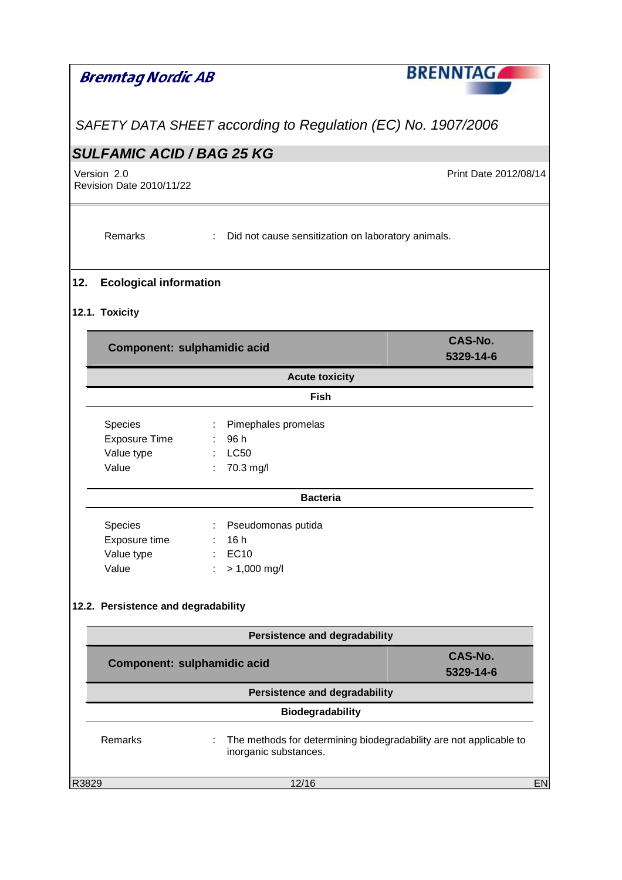| Remarks | : | Did not cause sensitization on laboratory animals. |
|---|---|---|

## 12. Ecological information

### 12.1. Toxicity

| Component: sulphamidic acid | CAS-No. 5329-14-6 |
|---|---|

**Acute toxicity**

**Fish**

| | | |
|---|---|---|
| Species | : | Pimephales promelas |
| Exposure Time | : | 96 h |
| Value type | : | LC50 |
| Value | : | 70.3 mg/l |

**Bacteria**

| | | |
|---|---|---|
| Species | : | Pseudomonas putida |
| Exposure time | : | 16 h |
| Value type | : | EC10 |
| Value | : | > 1,000 mg/l |

### 12.2. Persistence and degradability

**Persistence and degradability**

| Component: sulphamidic acid | CAS-No. 5329-14-6 |
|---|---|

**Persistence and degradability**

**Biodegradability**

| | | |
|---|---|---|
| Remarks | : | The methods for determining biodegradability are not applicable to inorganic substances. |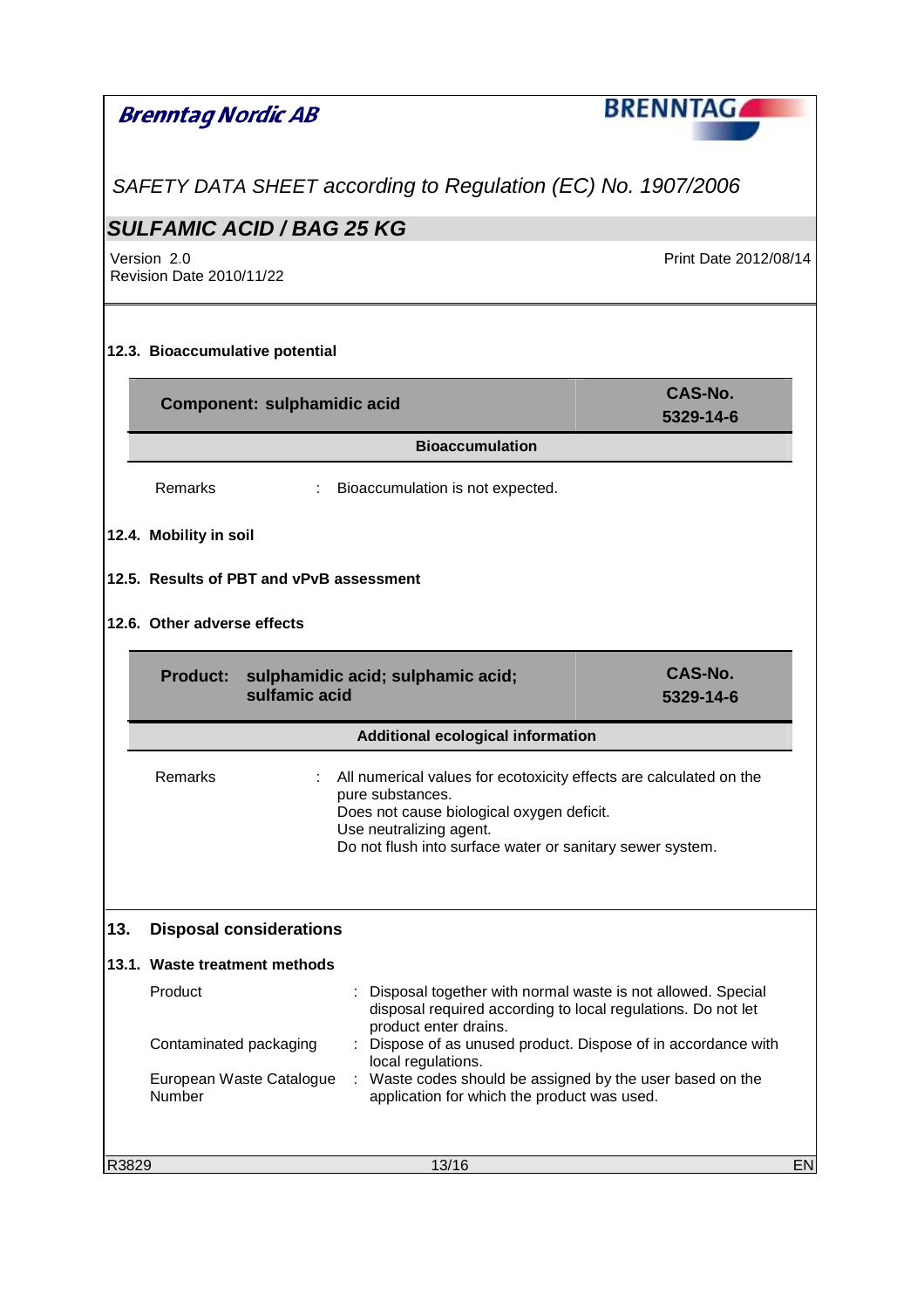### 12.3. Bioaccumulative potential

| **Component: sulphamidic acid** | **CAS-No. 5329-14-6** |
|---|---|
| **Bioaccumulation** | |

Remarks : Bioaccumulation is not expected.

### 12.4. Mobility in soil

### 12.5. Results of PBT and vPvB assessment

### 12.6. Other adverse effects

| **Product: sulphamidic acid; sulphamic acid; sulfamic acid** | **CAS-No. 5329-14-6** |
|---|---|
| **Additional ecological information** | |

Remarks : All numerical values for ecotoxicity effects are calculated on the pure substances.
Does not cause biological oxygen deficit.
Use neutralizing agent.
Do not flush into surface water or sanitary sewer system.

## 13. Disposal considerations

### 13.1. Waste treatment methods

| | |
|---|---|
| Product | : Disposal together with normal waste is not allowed. Special disposal required according to local regulations. Do not let product enter drains. |
| Contaminated packaging | : Dispose of as unused product. Dispose of in accordance with local regulations. |
| European Waste Catalogue Number | : Waste codes should be assigned by the user based on the application for which the product was used. |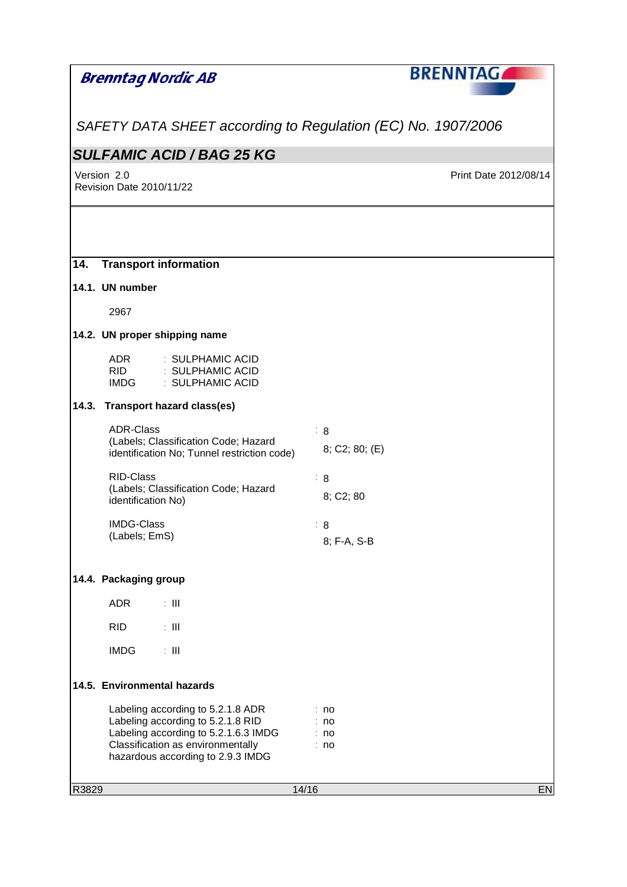## 14. Transport information

### 14.1. UN number

2967

### 14.2. UN proper shipping name

ADR : SULPHAMIC ACID
RID : SULPHAMIC ACID
IMDG : SULPHAMIC ACID

### 14.3. Transport hazard class(es)

ADR-Class : 8
(Labels; Classification Code; Hazard identification No; Tunnel restriction code) 8; C2; 80; (E)

RID-Class : 8
(Labels; Classification Code; Hazard identification No) 8; C2; 80

IMDG-Class : 8
(Labels; EmS) 8; F-A, S-B

### 14.4. Packaging group

ADR : III

RID : III

IMDG : III

### 14.5. Environmental hazards

Labeling according to 5.2.1.8 ADR : no
Labeling according to 5.2.1.8 RID : no
Labeling according to 5.2.1.6.3 IMDG : no
Classification as environmentally hazardous according to 2.9.3 IMDG : no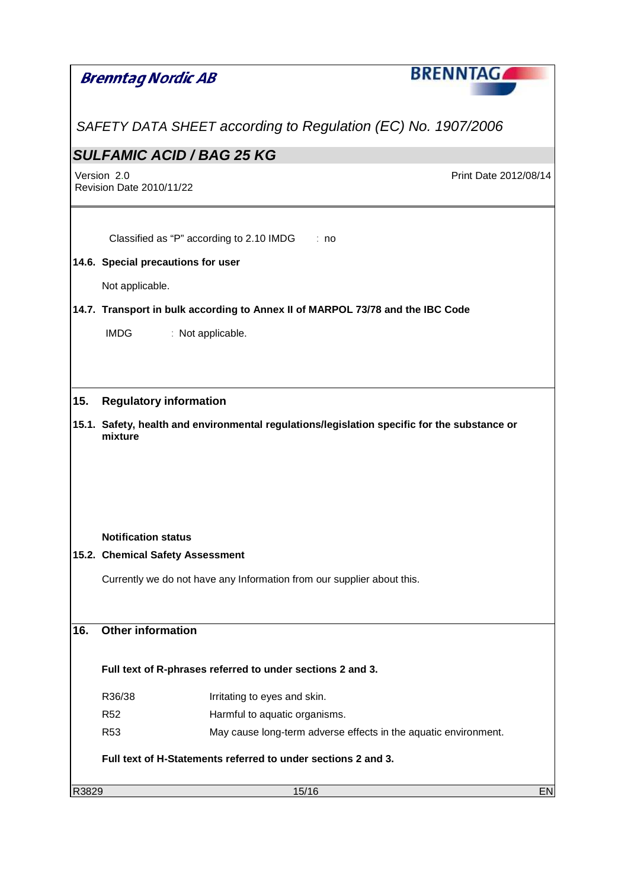Classified as "P" according to 2.10 IMDG : no

**14.6. Special precautions for user**

Not applicable.

**14.7. Transport in bulk according to Annex II of MARPOL 73/78 and the IBC Code**

IMDG : Not applicable.

## 15. Regulatory information

**15.1. Safety, health and environmental regulations/legislation specific for the substance or mixture**

**Notification status**

**15.2. Chemical Safety Assessment**

Currently we do not have any Information from our supplier about this.

## 16. Other information

**Full text of R-phrases referred to under sections 2 and 3.**

| | |
|---|---|
| R36/38 | Irritating to eyes and skin. |
| R52 | Harmful to aquatic organisms. |
| R53 | May cause long-term adverse effects in the aquatic environment. |

**Full text of H-Statements referred to under sections 2 and 3.**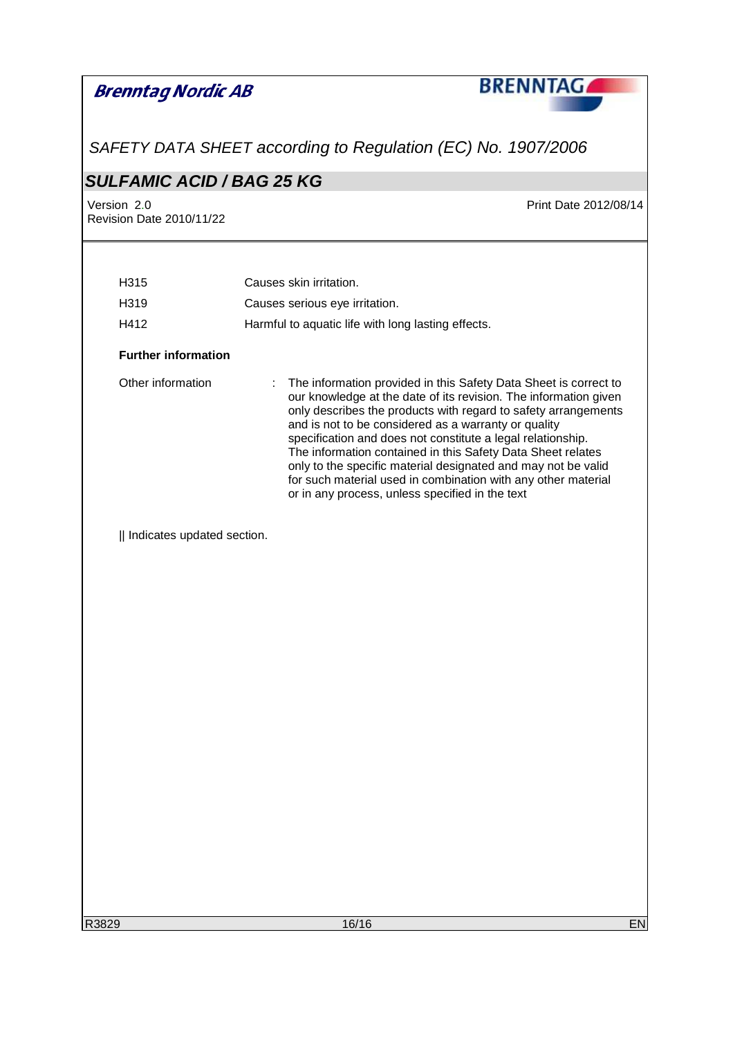| | |
|---|---|
| H315 | Causes skin irritation. |
| H319 | Causes serious eye irritation. |
| H412 | Harmful to aquatic life with long lasting effects. |

**Further information**

Other information : The information provided in this Safety Data Sheet is correct to our knowledge at the date of its revision. The information given only describes the products with regard to safety arrangements and is not to be considered as a warranty or quality specification and does not constitute a legal relationship. The information contained in this Safety Data Sheet relates only to the specific material designated and may not be valid for such material used in combination with any other material or in any process, unless specified in the text

|| Indicates updated section.